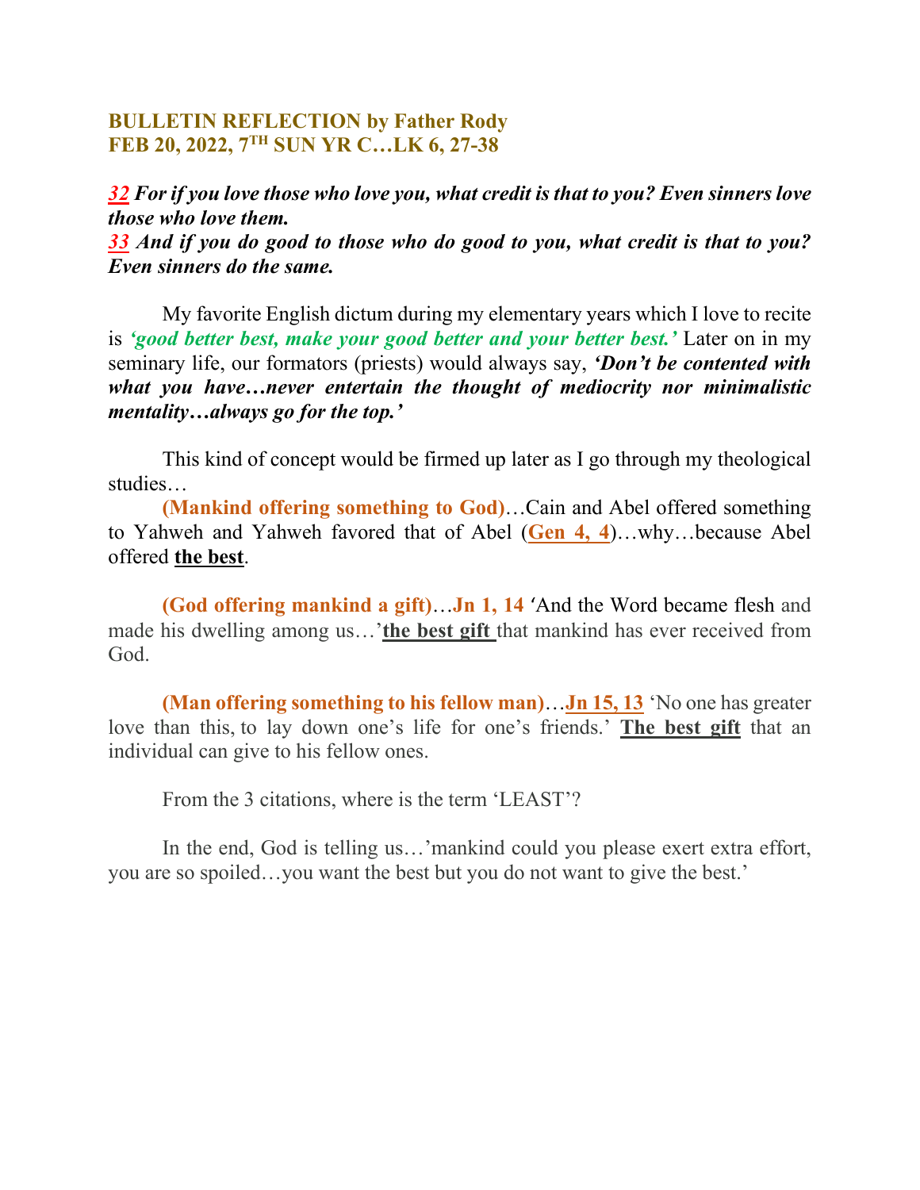**BULLETIN REFLECTION by Father Rody**
**FEB 20, 2022, 7TH SUN YR C…LK 6, 27-38**

***32 For if you love those who love you, what credit is that to you? Even sinners love those who love them.***
***33 And if you do good to those who do good to you, what credit is that to you? Even sinners do the same.***

My favorite English dictum during my elementary years which I love to recite is ***'good better best, make your good better and your better best.'*** Later on in my seminary life, our formators (priests) would always say, ***'Don't be contented with what you have…never entertain the thought of mediocrity nor minimalistic mentality…always go for the top.'***

This kind of concept would be firmed up later as I go through my theological studies…

**(Mankind offering something to God)**…Cain and Abel offered something to Yahweh and Yahweh favored that of Abel (**Gen 4, 4**)…why…because Abel offered **the best**.

**(God offering mankind a gift)**…**Jn 1, 14** 'And the Word became flesh and made his dwelling among us…'**the best gift** that mankind has ever received from God.

**(Man offering something to his fellow man)**…**Jn 15, 13** 'No one has greater love than this, to lay down one's life for one's friends.' **The best gift** that an individual can give to his fellow ones.

From the 3 citations, where is the term 'LEAST'?

In the end, God is telling us…'mankind could you please exert extra effort, you are so spoiled…you want the best but you do not want to give the best.'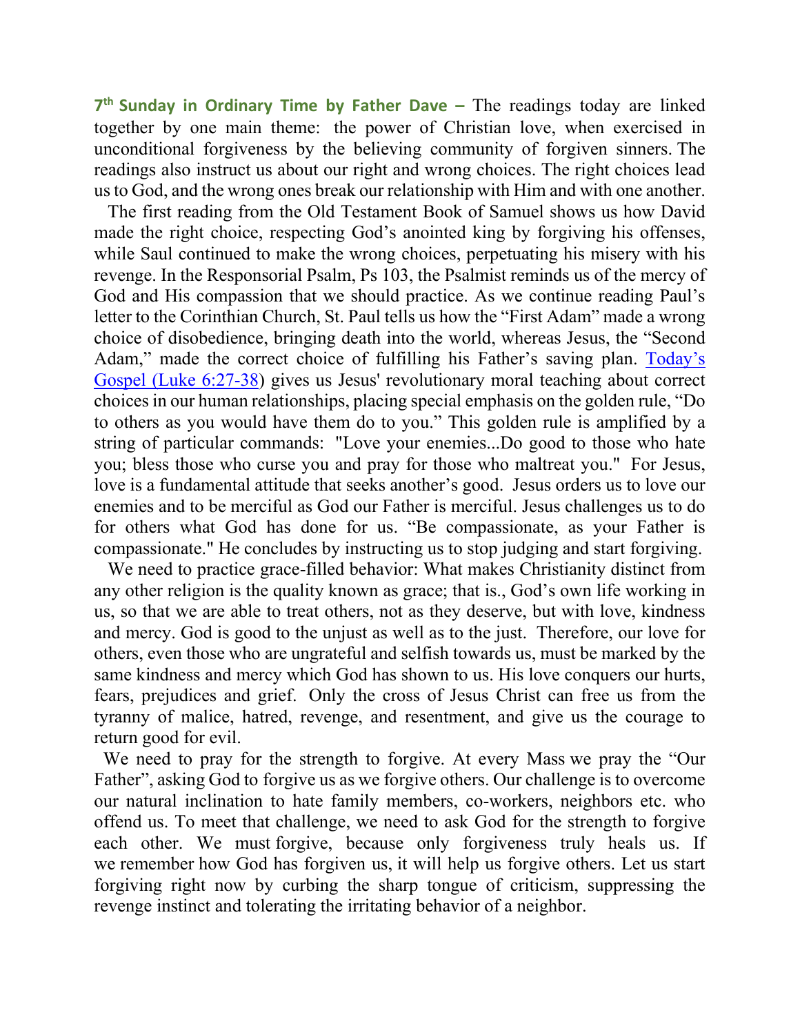**7th Sunday in Ordinary Time by Father Dave –** The readings today are linked together by one main theme: the power of Christian love, when exercised in unconditional forgiveness by the believing community of forgiven sinners. The readings also instruct us about our right and wrong choices. The right choices lead us to God, and the wrong ones break our relationship with Him and with one another.

The first reading from the Old Testament Book of Samuel shows us how David made the right choice, respecting God's anointed king by forgiving his offenses, while Saul continued to make the wrong choices, perpetuating his misery with his revenge. In the Responsorial Psalm, Ps 103, the Psalmist reminds us of the mercy of God and His compassion that we should practice. As we continue reading Paul's letter to the Corinthian Church, St. Paul tells us how the "First Adam" made a wrong choice of disobedience, bringing death into the world, whereas Jesus, the "Second Adam," made the correct choice of fulfilling his Father's saving plan. Today's Gospel (Luke 6:27-38) gives us Jesus' revolutionary moral teaching about correct choices in our human relationships, placing special emphasis on the golden rule, "Do to others as you would have them do to you." This golden rule is amplified by a string of particular commands: "Love your enemies...Do good to those who hate you; bless those who curse you and pray for those who maltreat you." For Jesus, love is a fundamental attitude that seeks another's good. Jesus orders us to love our enemies and to be merciful as God our Father is merciful. Jesus challenges us to do for others what God has done for us. "Be compassionate, as your Father is compassionate." He concludes by instructing us to stop judging and start forgiving.

We need to practice grace-filled behavior: What makes Christianity distinct from any other religion is the quality known as grace; that is., God's own life working in us, so that we are able to treat others, not as they deserve, but with love, kindness and mercy. God is good to the unjust as well as to the just. Therefore, our love for others, even those who are ungrateful and selfish towards us, must be marked by the same kindness and mercy which God has shown to us. His love conquers our hurts, fears, prejudices and grief. Only the cross of Jesus Christ can free us from the tyranny of malice, hatred, revenge, and resentment, and give us the courage to return good for evil.

We need to pray for the strength to forgive. At every Mass we pray the "Our Father", asking God to forgive us as we forgive others. Our challenge is to overcome our natural inclination to hate family members, co-workers, neighbors etc. who offend us. To meet that challenge, we need to ask God for the strength to forgive each other. We must forgive, because only forgiveness truly heals us. If we remember how God has forgiven us, it will help us forgive others. Let us start forgiving right now by curbing the sharp tongue of criticism, suppressing the revenge instinct and tolerating the irritating behavior of a neighbor.